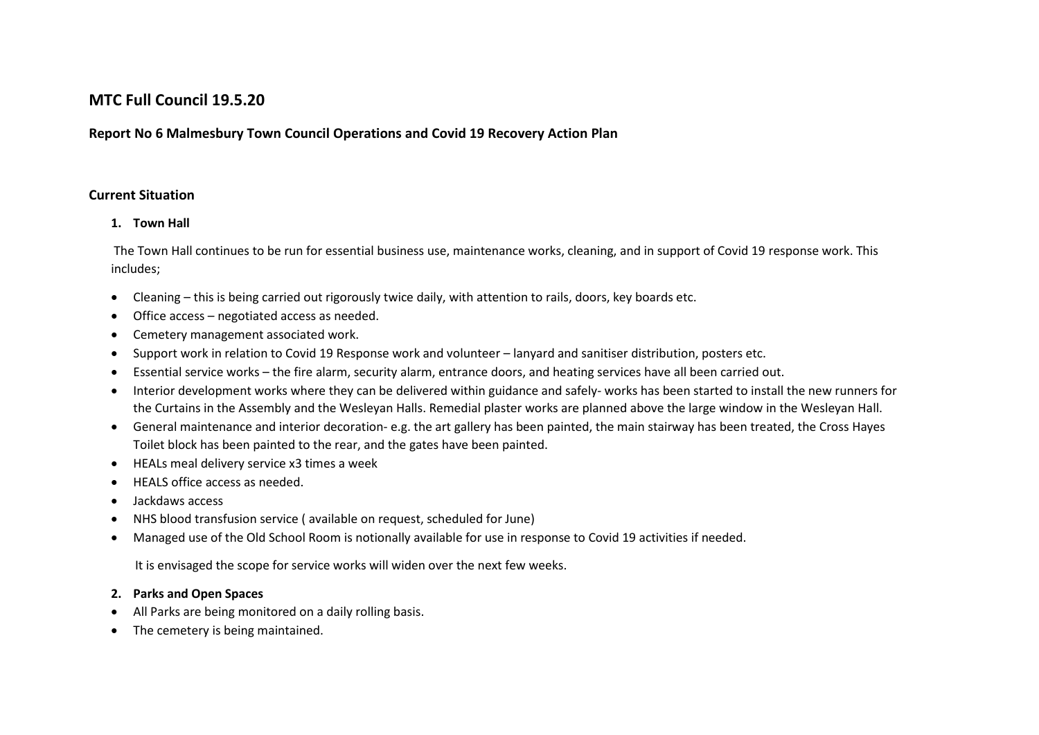# MTC Full Council 19.5.20

## Report No 6 Malmesbury Town Council Operations and Covid 19 Recovery Action Plan

### Current Situation

**1. Town Hall**

The Town Hall continues to be run for essential business use, maintenance works, cleaning, and in support of Covid 19 response work. This includes;

- Cleaning – this is being carried out rigorously twice daily, with attention to rails, doors, key boards etc.
- Office access – negotiated access as needed.
- Cemetery management associated work.
- Support work in relation to Covid 19 Response work and volunteer – lanyard and sanitiser distribution, posters etc.
- Essential service works – the fire alarm, security alarm, entrance doors, and heating services have all been carried out.
- Interior development works where they can be delivered within guidance and safely- works has been started to install the new runners for the Curtains in the Assembly and the Wesleyan Halls. Remedial plaster works are planned above the large window in the Wesleyan Hall.
- General maintenance and interior decoration- e.g. the art gallery has been painted, the main stairway has been treated, the Cross Hayes Toilet block has been painted to the rear, and the gates have been painted.
- HEALs meal delivery service x3 times a week
- HEALS office access as needed.
- Jackdaws access
- NHS blood transfusion service ( available on request, scheduled for June)
- Managed use of the Old School Room is notionally available for use in response to Covid 19 activities if needed.

It is envisaged the scope for service works will widen over the next few weeks.

**2. Parks and Open Spaces**

- All Parks are being monitored on a daily rolling basis.
- The cemetery is being maintained.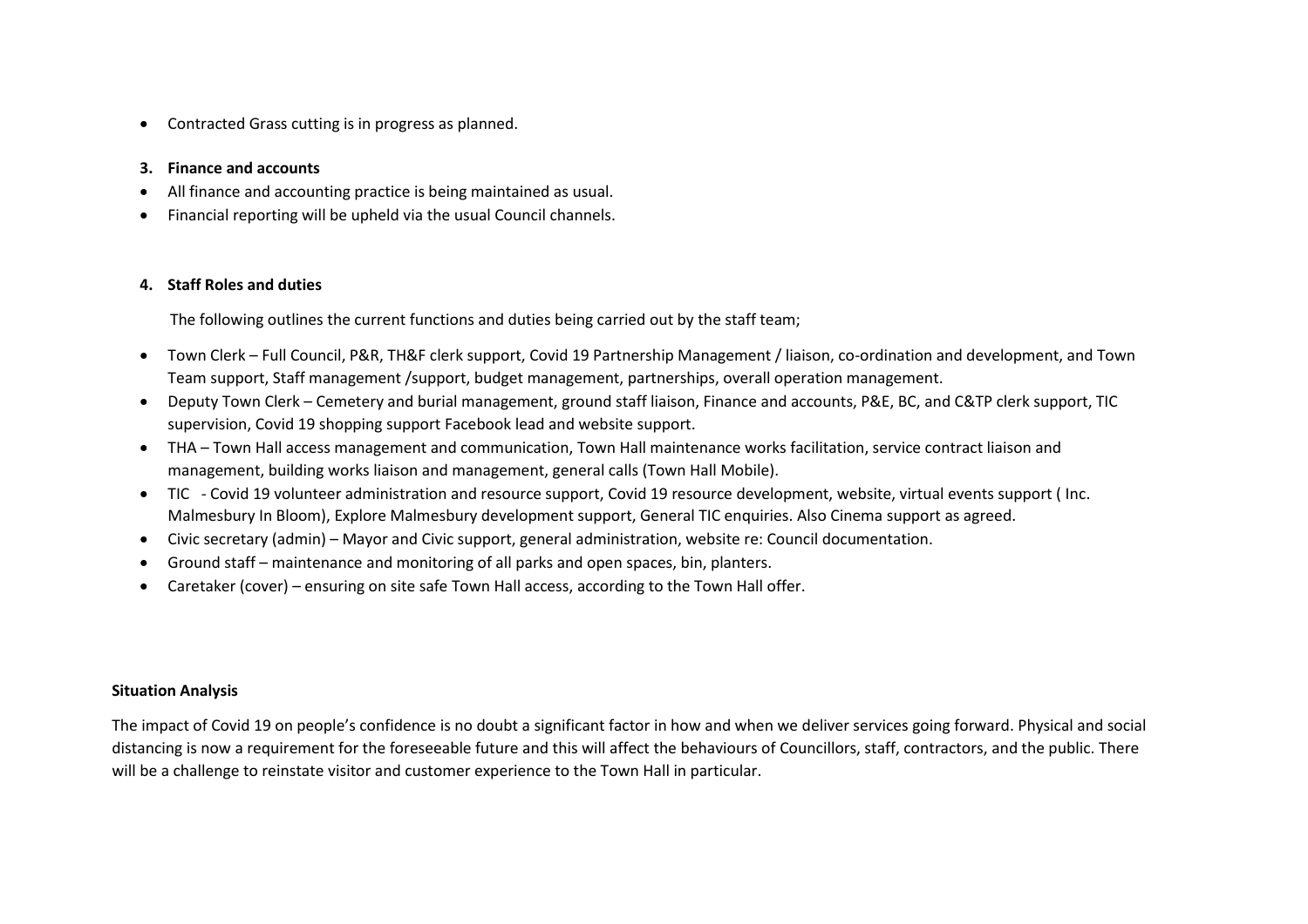- Contracted Grass cutting is in progress as planned.

**3. Finance and accounts**

- All finance and accounting practice is being maintained as usual.
- Financial reporting will be upheld via the usual Council channels.

**4. Staff Roles and duties**

The following outlines the current functions and duties being carried out by the staff team;

- Town Clerk – Full Council, P&R, TH&F clerk support, Covid 19 Partnership Management / liaison, co-ordination and development, and Town Team support, Staff management /support, budget management, partnerships, overall operation management.
- Deputy Town Clerk – Cemetery and burial management, ground staff liaison, Finance and accounts, P&E, BC, and C&TP clerk support, TIC supervision, Covid 19 shopping support Facebook lead and website support.
- THA – Town Hall access management and communication, Town Hall maintenance works facilitation, service contract liaison and management, building works liaison and management, general calls (Town Hall Mobile).
- TIC - Covid 19 volunteer administration and resource support, Covid 19 resource development, website, virtual events support ( Inc. Malmesbury In Bloom), Explore Malmesbury development support, General TIC enquiries. Also Cinema support as agreed.
- Civic secretary (admin) – Mayor and Civic support, general administration, website re: Council documentation.
- Ground staff – maintenance and monitoring of all parks and open spaces, bin, planters.
- Caretaker (cover) – ensuring on site safe Town Hall access, according to the Town Hall offer.

**Situation Analysis**

The impact of Covid 19 on people's confidence is no doubt a significant factor in how and when we deliver services going forward. Physical and social distancing is now a requirement for the foreseeable future and this will affect the behaviours of Councillors, staff, contractors, and the public. There will be a challenge to reinstate visitor and customer experience to the Town Hall in particular.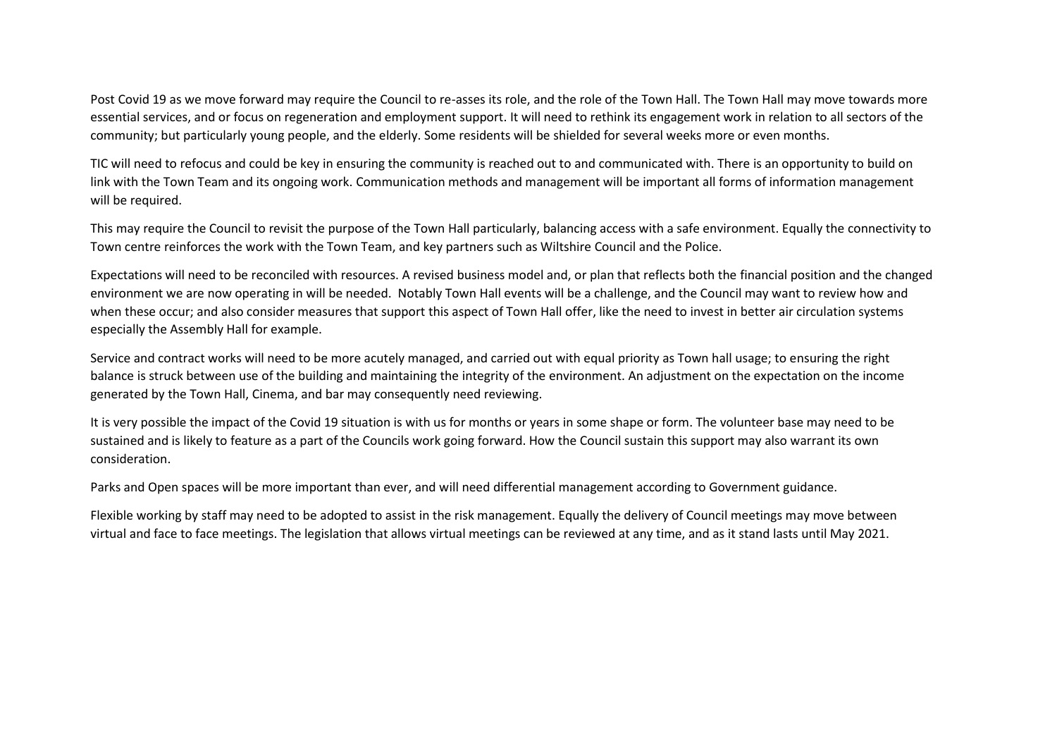Post Covid 19 as we move forward may require the Council to re-asses its role, and the role of the Town Hall. The Town Hall may move towards more essential services, and or focus on regeneration and employment support. It will need to rethink its engagement work in relation to all sectors of the community; but particularly young people, and the elderly. Some residents will be shielded for several weeks more or even months.

TIC will need to refocus and could be key in ensuring the community is reached out to and communicated with. There is an opportunity to build on link with the Town Team and its ongoing work. Communication methods and management will be important all forms of information management will be required.

This may require the Council to revisit the purpose of the Town Hall particularly, balancing access with a safe environment. Equally the connectivity to Town centre reinforces the work with the Town Team, and key partners such as Wiltshire Council and the Police.

Expectations will need to be reconciled with resources. A revised business model and, or plan that reflects both the financial position and the changed environment we are now operating in will be needed. Notably Town Hall events will be a challenge, and the Council may want to review how and when these occur; and also consider measures that support this aspect of Town Hall offer, like the need to invest in better air circulation systems especially the Assembly Hall for example.

Service and contract works will need to be more acutely managed, and carried out with equal priority as Town hall usage; to ensuring the right balance is struck between use of the building and maintaining the integrity of the environment. An adjustment on the expectation on the income generated by the Town Hall, Cinema, and bar may consequently need reviewing.

It is very possible the impact of the Covid 19 situation is with us for months or years in some shape or form. The volunteer base may need to be sustained and is likely to feature as a part of the Councils work going forward. How the Council sustain this support may also warrant its own consideration.

Parks and Open spaces will be more important than ever, and will need differential management according to Government guidance.

Flexible working by staff may need to be adopted to assist in the risk management. Equally the delivery of Council meetings may move between virtual and face to face meetings. The legislation that allows virtual meetings can be reviewed at any time, and as it stand lasts until May 2021.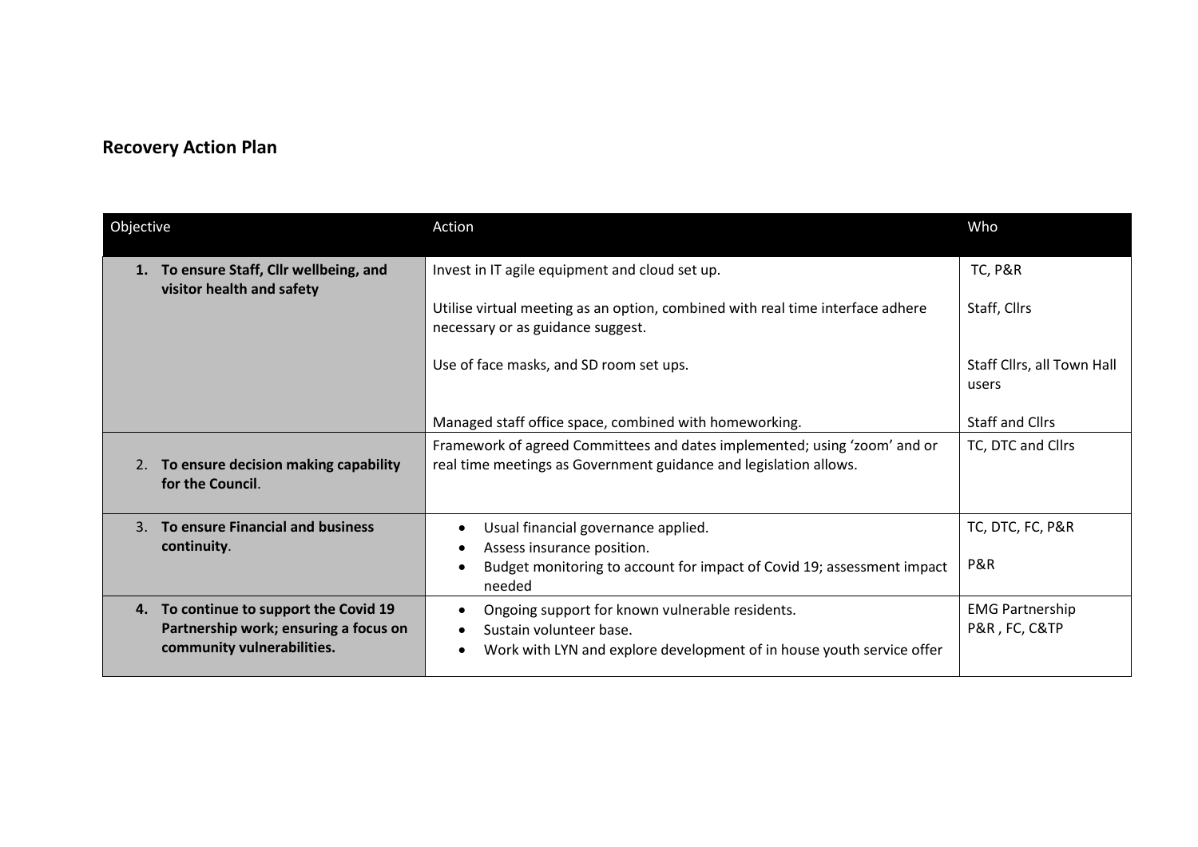## Recovery Action Plan

| Objective | Action | Who |
|---|---|---|
| 1. **To ensure Staff, Cllr wellbeing, and visitor health and safety** | Invest in IT agile equipment and cloud set up.<br><br>Utilise virtual meeting as an option, combined with real time interface adhere necessary or as guidance suggest.<br><br>Use of face masks, and SD room set ups.<br><br>Managed staff office space, combined with homeworking. | TC, P&R<br><br>Staff, Cllrs<br><br>Staff Cllrs, all Town Hall users<br><br>Staff and Cllrs |
| 2. **To ensure decision making capability for the Council**. | Framework of agreed Committees and dates implemented; using 'zoom' and or real time meetings as Government guidance and legislation allows. | TC, DTC and Cllrs |
| 3. **To ensure Financial and business continuity**. | • Usual financial governance applied.<br>• Assess insurance position.<br>• Budget monitoring to account for impact of Covid 19; assessment impact needed | TC, DTC, FC, P&R<br><br>P&R |
| 4. **To continue to support the Covid 19 Partnership work; ensuring a focus on community vulnerabilities.** | • Ongoing support for known vulnerable residents.<br>• Sustain volunteer base.<br>• Work with LYN and explore development of in house youth service offer | EMG Partnership<br>P&R , FC, C&TP |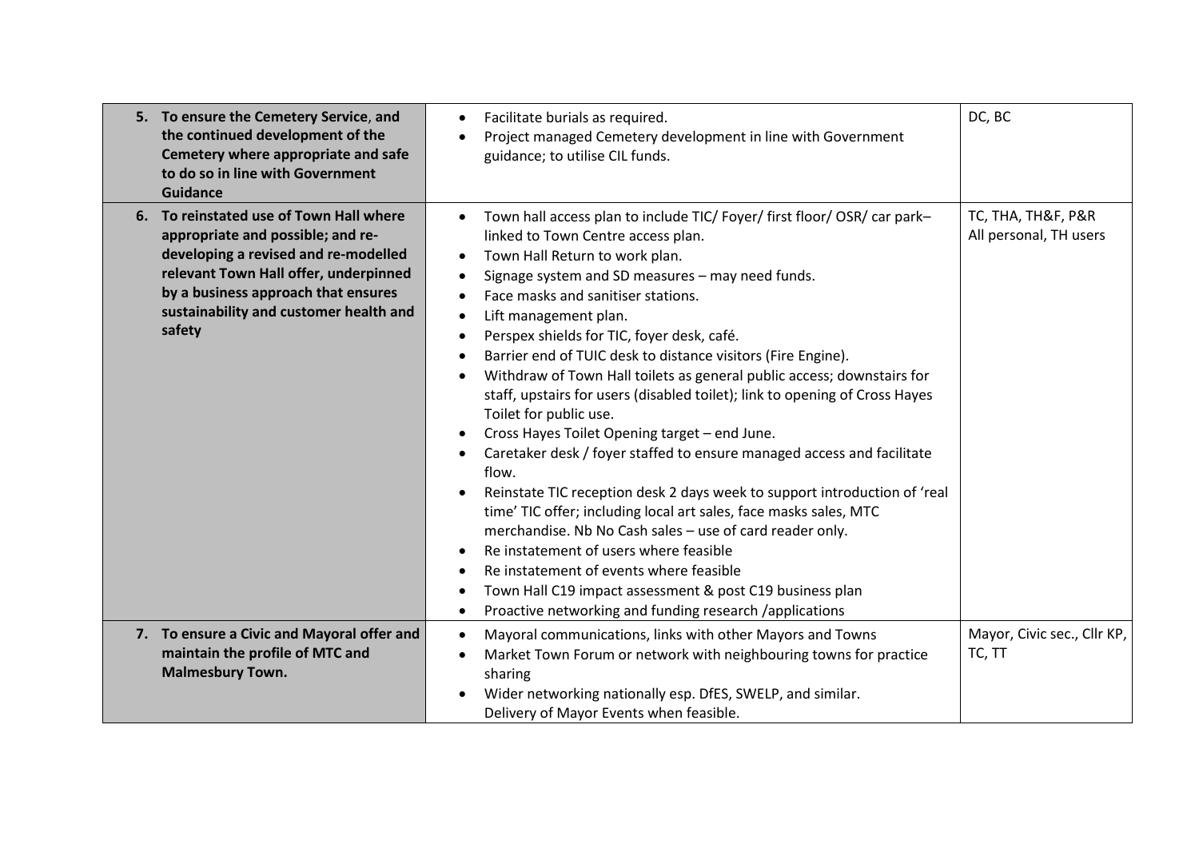| | | |
|---|---|---|
| **5. To ensure the Cemetery Service, and the continued development of the Cemetery where appropriate and safe to do so in line with Government Guidance** | • Facilitate burials as required.<br>• Project managed Cemetery development in line with Government guidance; to utilise CIL funds. | DC, BC |
| **6. To reinstated use of Town Hall where appropriate and possible; and re-developing a revised and re-modelled relevant Town Hall offer, underpinned by a business approach that ensures sustainability and customer health and safety** | • Town hall access plan to include TIC/ Foyer/ first floor/ OSR/ car park– linked to Town Centre access plan.<br>• Town Hall Return to work plan.<br>• Signage system and SD measures – may need funds.<br>• Face masks and sanitiser stations.<br>• Lift management plan.<br>• Perspex shields for TIC, foyer desk, café.<br>• Barrier end of TUIC desk to distance visitors (Fire Engine).<br>• Withdraw of Town Hall toilets as general public access; downstairs for staff, upstairs for users (disabled toilet); link to opening of Cross Hayes Toilet for public use.<br>• Cross Hayes Toilet Opening target – end June.<br>• Caretaker desk / foyer staffed to ensure managed access and facilitate flow.<br>• Reinstate TIC reception desk 2 days week to support introduction of 'real time' TIC offer; including local art sales, face masks sales, MTC merchandise. Nb No Cash sales – use of card reader only.<br>• Re instatement of users where feasible<br>• Re instatement of events where feasible<br>• Town Hall C19 impact assessment & post C19 business plan<br>• Proactive networking and funding research /applications | TC, THA, TH&F, P&R<br>All personal, TH users |
| **7. To ensure a Civic and Mayoral offer and maintain the profile of MTC and Malmesbury Town.** | • Mayoral communications, links with other Mayors and Towns<br>• Market Town Forum or network with neighbouring towns for practice sharing<br>• Wider networking nationally esp. DfES, SWELP, and similar.<br>Delivery of Mayor Events when feasible. | Mayor, Civic sec., Cllr KP, TC, TT |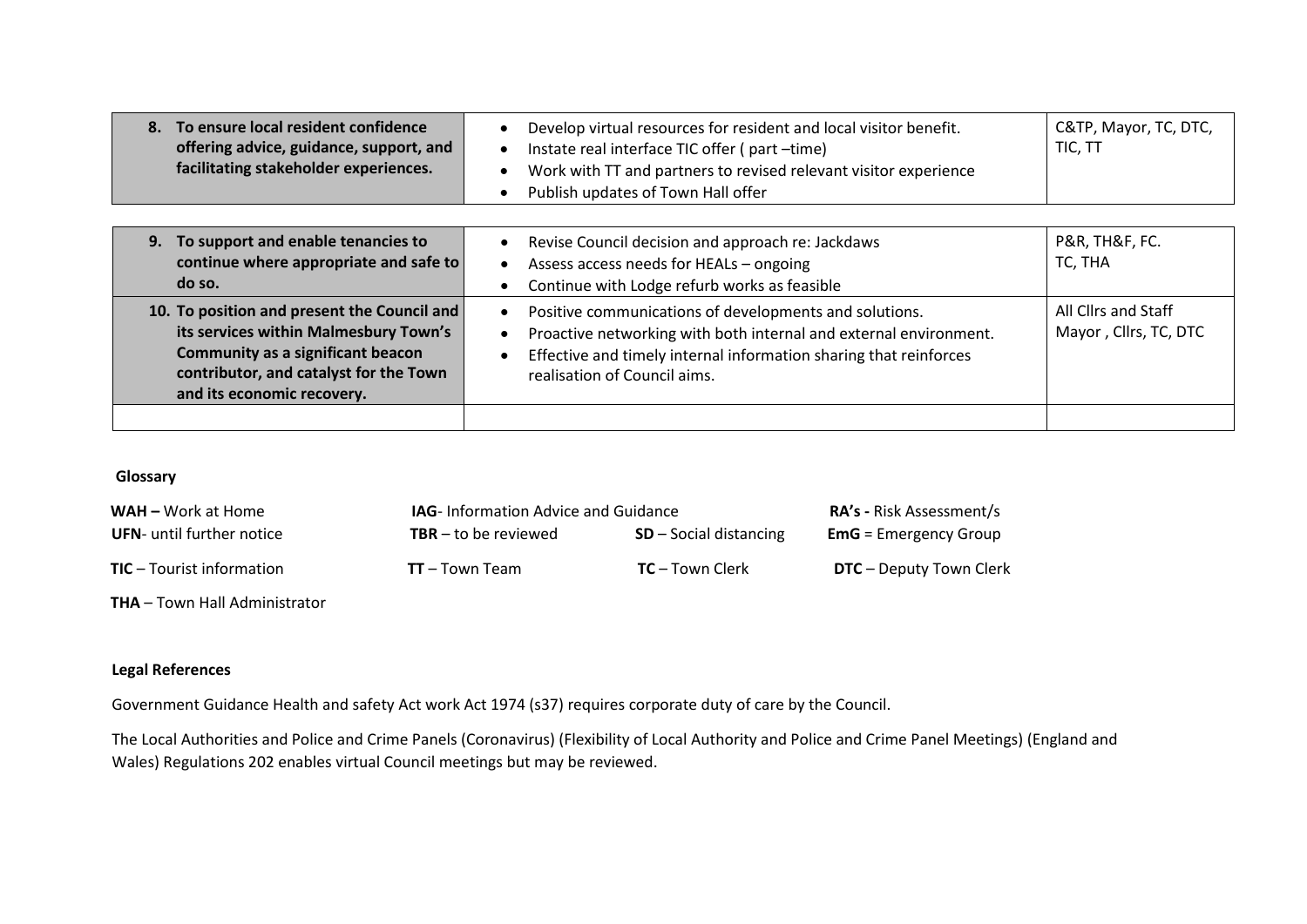| | | |
|---|---|---|
| **8. To ensure local resident confidence offering advice, guidance, support, and facilitating stakeholder experiences.** | • Develop virtual resources for resident and local visitor benefit.<br>• Instate real interface TIC offer ( part –time)<br>• Work with TT and partners to revised relevant visitor experience<br>• Publish updates of Town Hall offer | C&TP, Mayor, TC, DTC, TIC, TT |

| | | |
|---|---|---|
| **9. To support and enable tenancies to continue where appropriate and safe to do so.** | • Revise Council decision and approach re: Jackdaws<br>• Assess access needs for HEALs – ongoing<br>• Continue with Lodge refurb works as feasible | P&R, TH&F, FC.<br>TC, THA |
| **10. To position and present the Council and its services within Malmesbury Town's Community as a significant beacon contributor, and catalyst for the Town and its economic recovery.** | • Positive communications of developments and solutions.<br>• Proactive networking with both internal and external environment.<br>• Effective and timely internal information sharing that reinforces realisation of Council aims. | All Cllrs and Staff<br>Mayor , Cllrs, TC, DTC |
| | | |

**Glossary**

**WAH –** Work at Home
**IAG**- Information Advice and Guidance
**RA's -** Risk Assessment/s
**UFN**- until further notice
**TBR** – to be reviewed
**SD** – Social distancing
**EmG** = Emergency Group
**TIC** – Tourist information
**TT** – Town Team
**TC** – Town Clerk
**DTC** – Deputy Town Clerk
**THA** – Town Hall Administrator

**Legal References**

Government Guidance Health and safety Act work Act 1974 (s37) requires corporate duty of care by the Council.

The Local Authorities and Police and Crime Panels (Coronavirus) (Flexibility of Local Authority and Police and Crime Panel Meetings) (England and Wales) Regulations 202 enables virtual Council meetings but may be reviewed.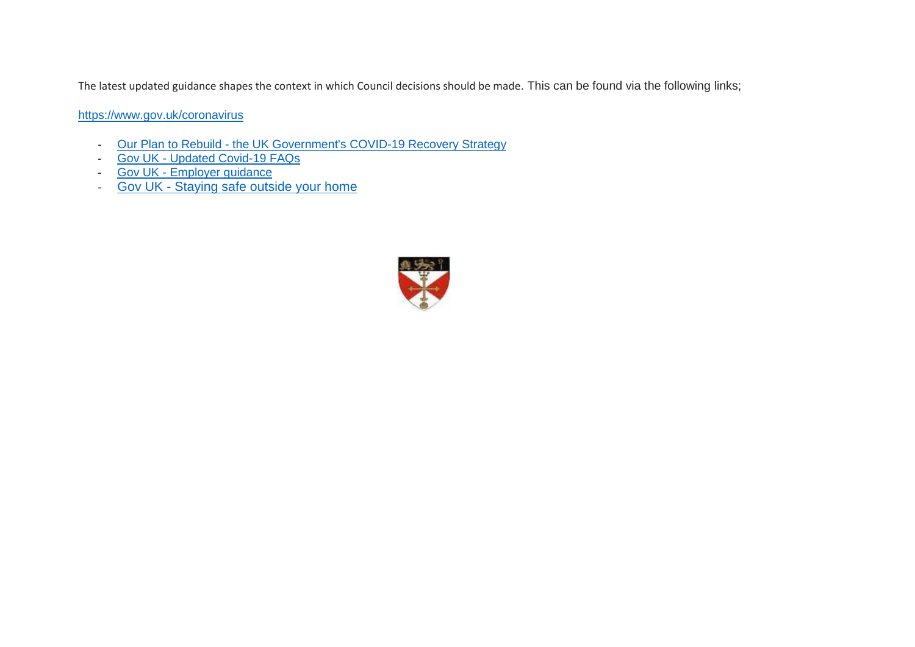The latest updated guidance shapes the context in which Council decisions should be made. This can be found via the following links;

https://www.gov.uk/coronavirus

- Our Plan to Rebuild - the UK Government's COVID-19 Recovery Strategy
- Gov UK - Updated Covid-19 FAQs
- Gov UK - Employer guidance
- Gov UK - Staying safe outside your home